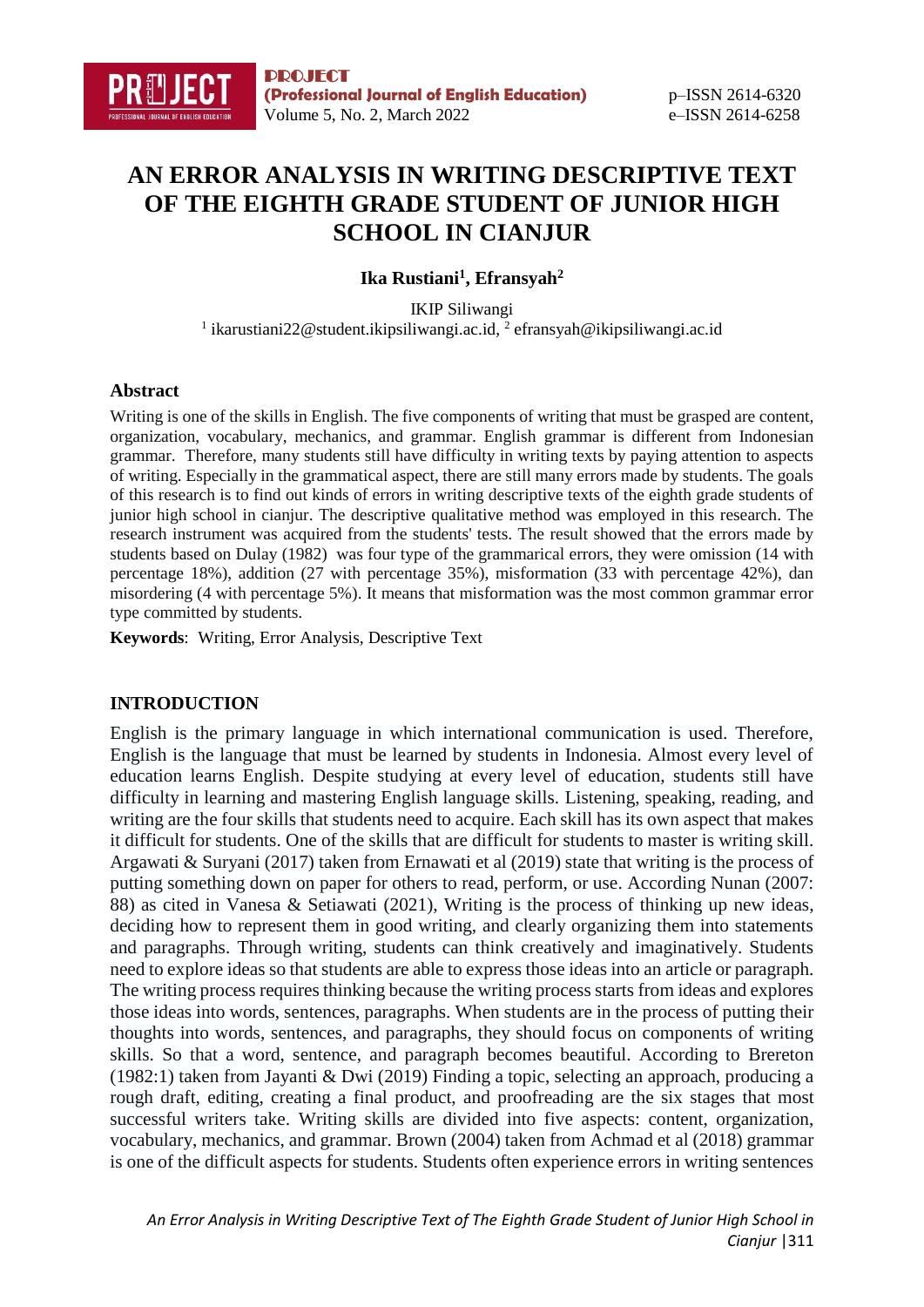# AN ERROR ANALYSIS IN WRITING DESCRIPTIVE TEXT OF THE EIGHTH GRADE STUDENT OF JUNIOR HIGH SCHOOL IN CIANJUR

**Ika Rustiani[1], Efransyah[2]**

IKIP Siliwangi

[1] ikarustiani22@student.ikipsiliwangi.ac.id, [2] efransyah@ikipsiliwangi.ac.id

## Abstract

Writing is one of the skills in English. The five components of writing that must be grasped are content, organization, vocabulary, mechanics, and grammar. English grammar is different from Indonesian grammar. Therefore, many students still have difficulty in writing texts by paying attention to aspects of writing. Especially in the grammatical aspect, there are still many errors made by students. The goals of this research is to find out kinds of errors in writing descriptive texts of the eighth grade students of junior high school in cianjur. The descriptive qualitative method was employed in this research. The research instrument was acquired from the students' tests. The result showed that the errors made by students based on Dulay (1982) was four type of the grammarical errors, they were omission (14 with percentage 18%), addition (27 with percentage 35%), misformation (33 with percentage 42%), dan misordering (4 with percentage 5%). It means that misformation was the most common grammar error type committed by students.

**Keywords**: Writing, Error Analysis, Descriptive Text

## INTRODUCTION

English is the primary language in which international communication is used. Therefore, English is the language that must be learned by students in Indonesia. Almost every level of education learns English. Despite studying at every level of education, students still have difficulty in learning and mastering English language skills. Listening, speaking, reading, and writing are the four skills that students need to acquire. Each skill has its own aspect that makes it difficult for students. One of the skills that are difficult for students to master is writing skill. Argawati & Suryani (2017) taken from Ernawati et al (2019) state that writing is the process of putting something down on paper for others to read, perform, or use. According Nunan (2007: 88) as cited in Vanesa & Setiawati (2021), Writing is the process of thinking up new ideas, deciding how to represent them in good writing, and clearly organizing them into statements and paragraphs. Through writing, students can think creatively and imaginatively. Students need to explore ideas so that students are able to express those ideas into an article or paragraph. The writing process requires thinking because the writing process starts from ideas and explores those ideas into words, sentences, paragraphs. When students are in the process of putting their thoughts into words, sentences, and paragraphs, they should focus on components of writing skills. So that a word, sentence, and paragraph becomes beautiful. According to Brereton (1982:1) taken from Jayanti & Dwi (2019) Finding a topic, selecting an approach, producing a rough draft, editing, creating a final product, and proofreading are the six stages that most successful writers take. Writing skills are divided into five aspects: content, organization, vocabulary, mechanics, and grammar. Brown (2004) taken from Achmad et al (2018) grammar is one of the difficult aspects for students. Students often experience errors in writing sentences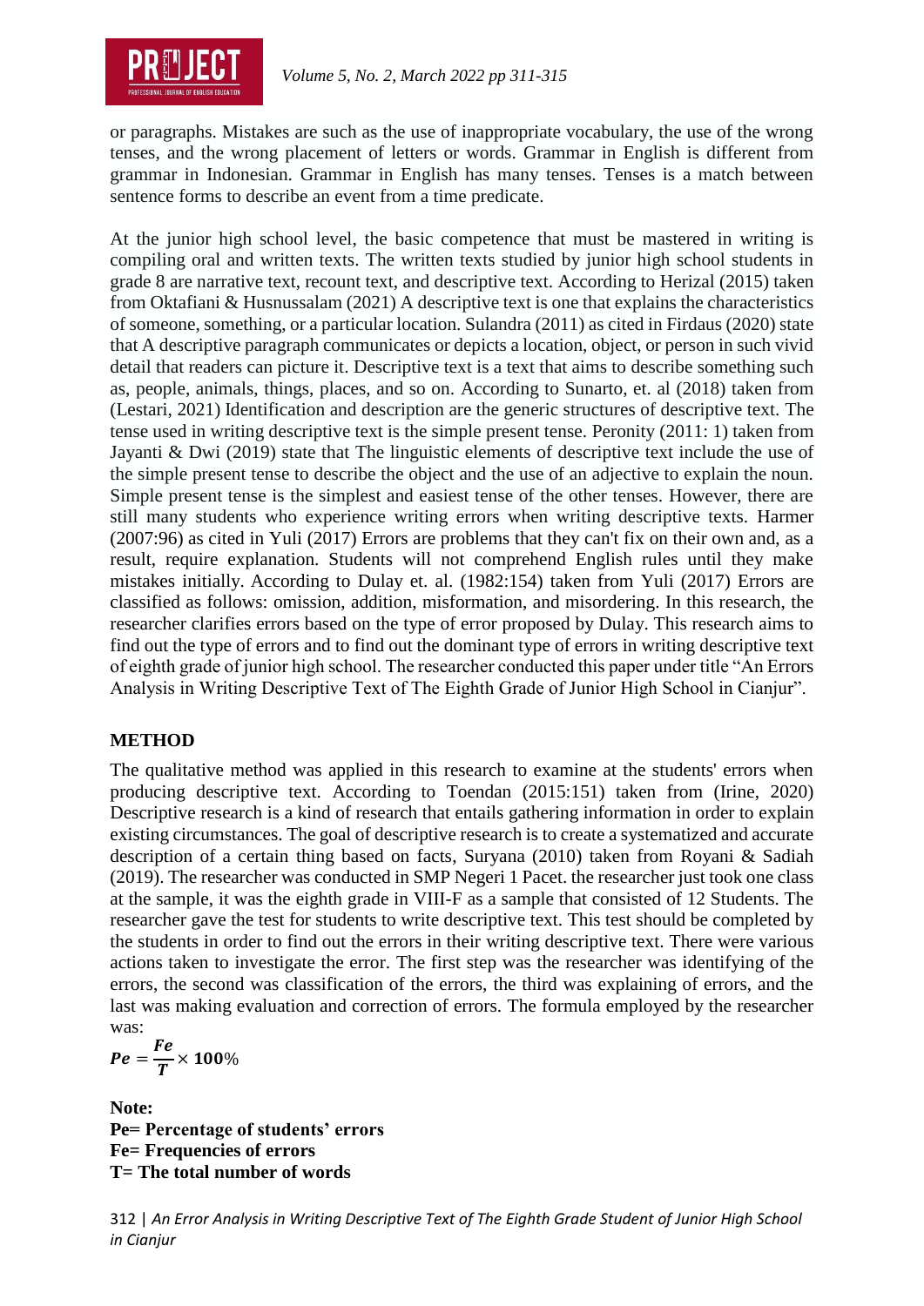or paragraphs. Mistakes are such as the use of inappropriate vocabulary, the use of the wrong tenses, and the wrong placement of letters or words. Grammar in English is different from grammar in Indonesian. Grammar in English has many tenses. Tenses is a match between sentence forms to describe an event from a time predicate.

At the junior high school level, the basic competence that must be mastered in writing is compiling oral and written texts. The written texts studied by junior high school students in grade 8 are narrative text, recount text, and descriptive text. According to Herizal (2015) taken from Oktafiani & Husnussalam (2021) A descriptive text is one that explains the characteristics of someone, something, or a particular location. Sulandra (2011) as cited in Firdaus (2020) state that A descriptive paragraph communicates or depicts a location, object, or person in such vivid detail that readers can picture it. Descriptive text is a text that aims to describe something such as, people, animals, things, places, and so on. According to Sunarto, et. al (2018) taken from (Lestari, 2021) Identification and description are the generic structures of descriptive text. The tense used in writing descriptive text is the simple present tense. Peronity (2011: 1) taken from Jayanti & Dwi (2019) state that The linguistic elements of descriptive text include the use of the simple present tense to describe the object and the use of an adjective to explain the noun. Simple present tense is the simplest and easiest tense of the other tenses. However, there are still many students who experience writing errors when writing descriptive texts. Harmer (2007:96) as cited in Yuli (2017) Errors are problems that they can't fix on their own and, as a result, require explanation. Students will not comprehend English rules until they make mistakes initially. According to Dulay et. al. (1982:154) taken from Yuli (2017) Errors are classified as follows: omission, addition, misformation, and misordering. In this research, the researcher clarifies errors based on the type of error proposed by Dulay. This research aims to find out the type of errors and to find out the dominant type of errors in writing descriptive text of eighth grade of junior high school. The researcher conducted this paper under title "An Errors Analysis in Writing Descriptive Text of The Eighth Grade of Junior High School in Cianjur".

## METHOD

The qualitative method was applied in this research to examine at the students' errors when producing descriptive text. According to Toendan (2015:151) taken from (Irine, 2020) Descriptive research is a kind of research that entails gathering information in order to explain existing circumstances. The goal of descriptive research is to create a systematized and accurate description of a certain thing based on facts, Suryana (2010) taken from Royani & Sadiah (2019). The researcher was conducted in SMP Negeri 1 Pacet. the researcher just took one class at the sample, it was the eighth grade in VIII-F as a sample that consisted of 12 Students. The researcher gave the test for students to write descriptive text. This test should be completed by the students in order to find out the errors in their writing descriptive text. There were various actions taken to investigate the error. The first step was the researcher was identifying of the errors, the second was classification of the errors, the third was explaining of errors, and the last was making evaluation and correction of errors. The formula employed by the researcher was:

$$Pe = \frac{Fe}{T} \times 100\%$$

**Note:**
**Pe= Percentage of students' errors**
**Fe= Frequencies of errors**
**T= The total number of words**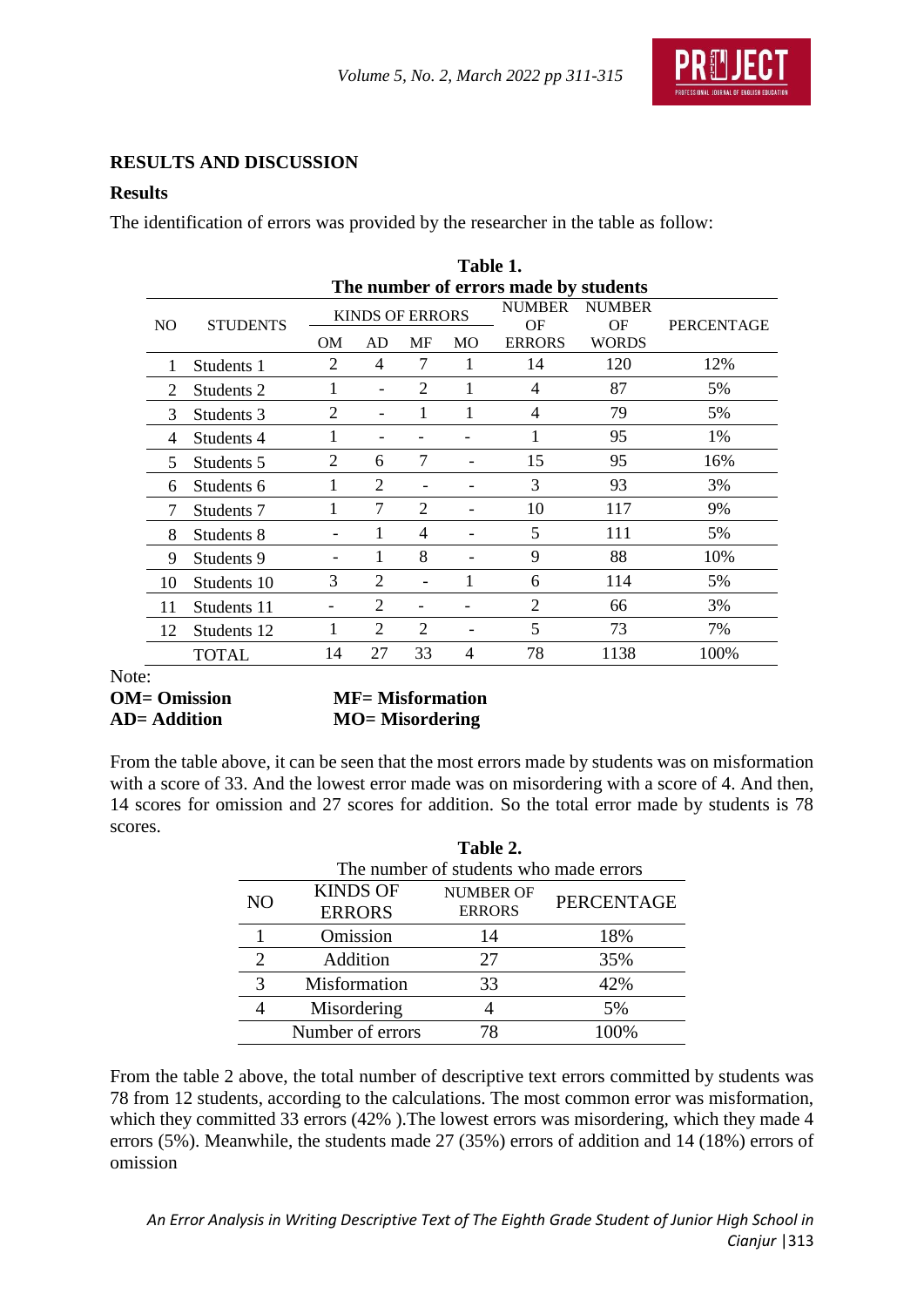## RESULTS AND DISCUSSION

### Results

The identification of errors was provided by the researcher in the table as follow:

**Table 1.**
**The number of errors made by students**

| NO | STUDENTS | KINDS OF ERRORS | | | | NUMBER OF ERRORS | NUMBER OF WORDS | PERCENTAGE |
|---|---|---|---|---|---|---|---|---|
| | | OM | AD | MF | MO | | | |
| 1 | Students 1 | 2 | 4 | 7 | 1 | 14 | 120 | 12% |
| 2 | Students 2 | 1 | - | 2 | 1 | 4 | 87 | 5% |
| 3 | Students 3 | 2 | - | 1 | 1 | 4 | 79 | 5% |
| 4 | Students 4 | 1 | - | - | - | 1 | 95 | 1% |
| 5 | Students 5 | 2 | 6 | 7 | - | 15 | 95 | 16% |
| 6 | Students 6 | 1 | 2 | - | - | 3 | 93 | 3% |
| 7 | Students 7 | 1 | 7 | 2 | - | 10 | 117 | 9% |
| 8 | Students 8 | - | 1 | 4 | - | 5 | 111 | 5% |
| 9 | Students 9 | - | 1 | 8 | - | 9 | 88 | 10% |
| 10 | Students 10 | 3 | 2 | - | 1 | 6 | 114 | 5% |
| 11 | Students 11 | - | 2 | - | - | 2 | 66 | 3% |
| 12 | Students 12 | 1 | 2 | 2 | - | 5 | 73 | 7% |
| | TOTAL | 14 | 27 | 33 | 4 | 78 | 1138 | 100% |

Note:

**OM= Omission** **MF= Misformation**
**AD= Addition** **MO= Misordering**

From the table above, it can be seen that the most errors made by students was on misformation with a score of 33. And the lowest error made was on misordering with a score of 4. And then, 14 scores for omission and 27 scores for addition. So the total error made by students is 78 scores.

**Table 2.**
The number of students who made errors

| NO | KINDS OF ERRORS | NUMBER OF ERRORS | PERCENTAGE |
|---|---|---|---|
| 1 | Omission | 14 | 18% |
| 2 | Addition | 27 | 35% |
| 3 | Misformation | 33 | 42% |
| 4 | Misordering | 4 | 5% |
| | Number of errors | 78 | 100% |

From the table 2 above, the total number of descriptive text errors committed by students was 78 from 12 students, according to the calculations. The most common error was misformation, which they committed 33 errors (42% ).The lowest errors was misordering, which they made 4 errors (5%). Meanwhile, the students made 27 (35%) errors of addition and 14 (18%) errors of omission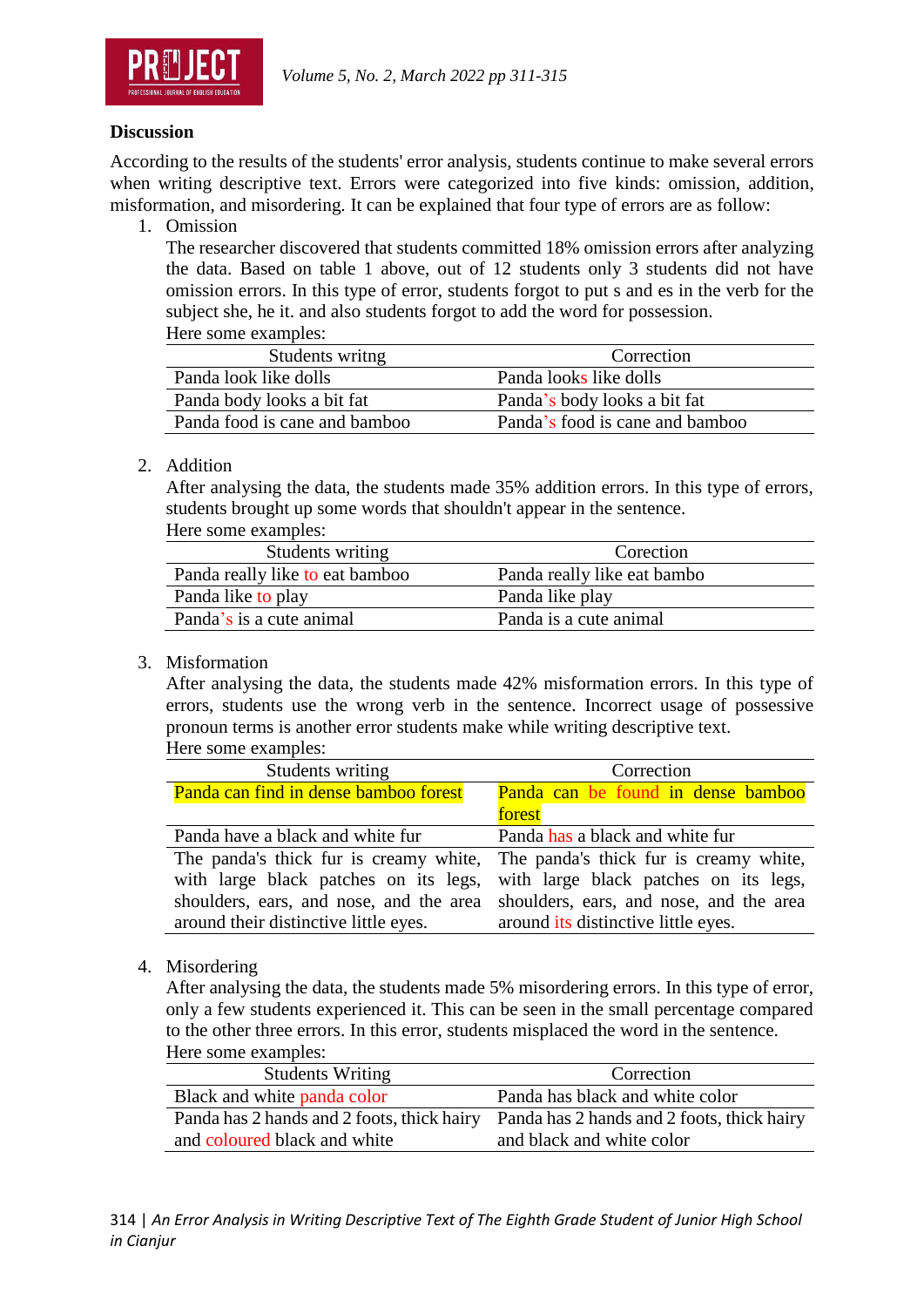### Discussion

According to the results of the students' error analysis, students continue to make several errors when writing descriptive text. Errors were categorized into five kinds: omission, addition, misformation, and misordering. It can be explained that four type of errors are as follow:

1. Omission

   The researcher discovered that students committed 18% omission errors after analyzing the data. Based on table 1 above, out of 12 students only 3 students did not have omission errors. In this type of error, students forgot to put s and es in the verb for the subject she, he it. and also students forgot to add the word for possession.

   Here some examples:

| Students writng | Correction |
|---|---|
| Panda look like dolls | Panda looks like dolls |
| Panda body looks a bit fat | Panda's body looks a bit fat |
| Panda food is cane and bamboo | Panda's food is cane and bamboo |

2. Addition

   After analysing the data, the students made 35% addition errors. In this type of errors, students brought up some words that shouldn't appear in the sentence.

   Here some examples:

| Students writing | Corection |
|---|---|
| Panda really like to eat bamboo | Panda really like eat bambo |
| Panda like to play | Panda like play |
| Panda's is a cute animal | Panda is a cute animal |

3. Misformation

   After analysing the data, the students made 42% misformation errors. In this type of errors, students use the wrong verb in the sentence. Incorrect usage of possessive pronoun terms is another error students make while writing descriptive text.

   Here some examples:

| Students writing | Correction |
|---|---|
| Panda can find in dense bamboo forest | Panda can be found in dense bamboo forest |
| Panda have a black and white fur | Panda has a black and white fur |
| The panda's thick fur is creamy white, with large black patches on its legs, shoulders, ears, and nose, and the area around their distinctive little eyes. | The panda's thick fur is creamy white, with large black patches on its legs, shoulders, ears, and nose, and the area around its distinctive little eyes. |

4. Misordering

   After analysing the data, the students made 5% misordering errors. In this type of error, only a few students experienced it. This can be seen in the small percentage compared to the other three errors. In this error, students misplaced the word in the sentence.

   Here some examples:

| Students Writing | Correction |
|---|---|
| Black and white panda color | Panda has black and white color |
| Panda has 2 hands and 2 foots, thick hairy and coloured black and white | Panda has 2 hands and 2 foots, thick hairy and black and white color |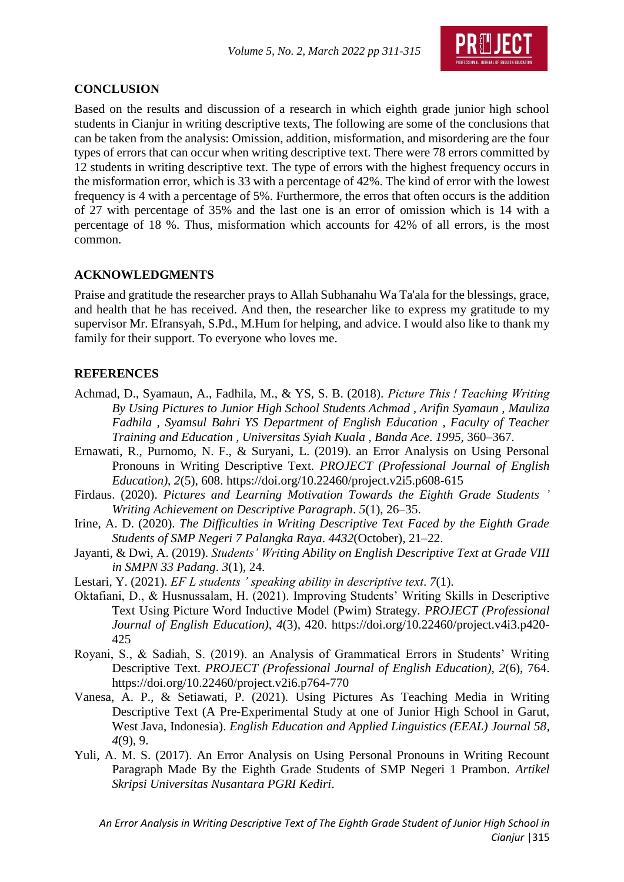## CONCLUSION

Based on the results and discussion of a research in which eighth grade junior high school students in Cianjur in writing descriptive texts, The following are some of the conclusions that can be taken from the analysis: Omission, addition, misformation, and misordering are the four types of errors that can occur when writing descriptive text. There were 78 errors committed by 12 students in writing descriptive text. The type of errors with the highest frequency occurs in the misformation error, which is 33 with a percentage of 42%. The kind of error with the lowest frequency is 4 with a percentage of 5%. Furthermore, the erros that often occurs is the addition of 27 with percentage of 35% and the last one is an error of omission which is 14 with a percentage of 18 %. Thus, misformation which accounts for 42% of all errors, is the most common.

## ACKNOWLEDGMENTS

Praise and gratitude the researcher prays to Allah Subhanahu Wa Ta'ala for the blessings, grace, and health that he has received. And then, the researcher like to express my gratitude to my supervisor Mr. Efransyah, S.Pd., M.Hum for helping, and advice. I would also like to thank my family for their support. To everyone who loves me.

## REFERENCES

Achmad, D., Syamaun, A., Fadhila, M., & YS, S. B. (2018). *Picture This ! Teaching Writing By Using Pictures to Junior High School Students Achmad , Arifin Syamaun , Mauliza Fadhila , Syamsul Bahri YS Department of English Education , Faculty of Teacher Training and Education , Universitas Syiah Kuala , Banda Ace*. *1995*, 360–367.

Ernawati, R., Purnomo, N. F., & Suryani, L. (2019). an Error Analysis on Using Personal Pronouns in Writing Descriptive Text. *PROJECT (Professional Journal of English Education)*, *2*(5), 608. https://doi.org/10.22460/project.v2i5.p608-615

Firdaus. (2020). *Pictures and Learning Motivation Towards the Eighth Grade Students ' Writing Achievement on Descriptive Paragraph*. *5*(1), 26–35.

Irine, A. D. (2020). *The Difficulties in Writing Descriptive Text Faced by the Eighth Grade Students of SMP Negeri 7 Palangka Raya*. *4432*(October), 21–22.

Jayanti, & Dwi, A. (2019). *Students' Writing Ability on English Descriptive Text at Grade VIII in SMPN 33 Padang*. *3*(1), 24.

Lestari, Y. (2021). *EF L students ' speaking ability in descriptive text*. *7*(1).

Oktafiani, D., & Husnussalam, H. (2021). Improving Students' Writing Skills in Descriptive Text Using Picture Word Inductive Model (Pwim) Strategy. *PROJECT (Professional Journal of English Education)*, *4*(3), 420. https://doi.org/10.22460/project.v4i3.p420-425

Royani, S., & Sadiah, S. (2019). an Analysis of Grammatical Errors in Students' Writing Descriptive Text. *PROJECT (Professional Journal of English Education)*, *2*(6), 764. https://doi.org/10.22460/project.v2i6.p764-770

Vanesa, A. P., & Setiawati, P. (2021). Using Pictures As Teaching Media in Writing Descriptive Text (A Pre-Experimental Study at one of Junior High School in Garut, West Java, Indonesia). *English Education and Applied Linguistics (EEAL) Journal 58*, *4*(9), 9.

Yuli, A. M. S. (2017). An Error Analysis on Using Personal Pronouns in Writing Recount Paragraph Made By the Eighth Grade Students of SMP Negeri 1 Prambon. *Artikel Skripsi Universitas Nusantara PGRI Kediri*.